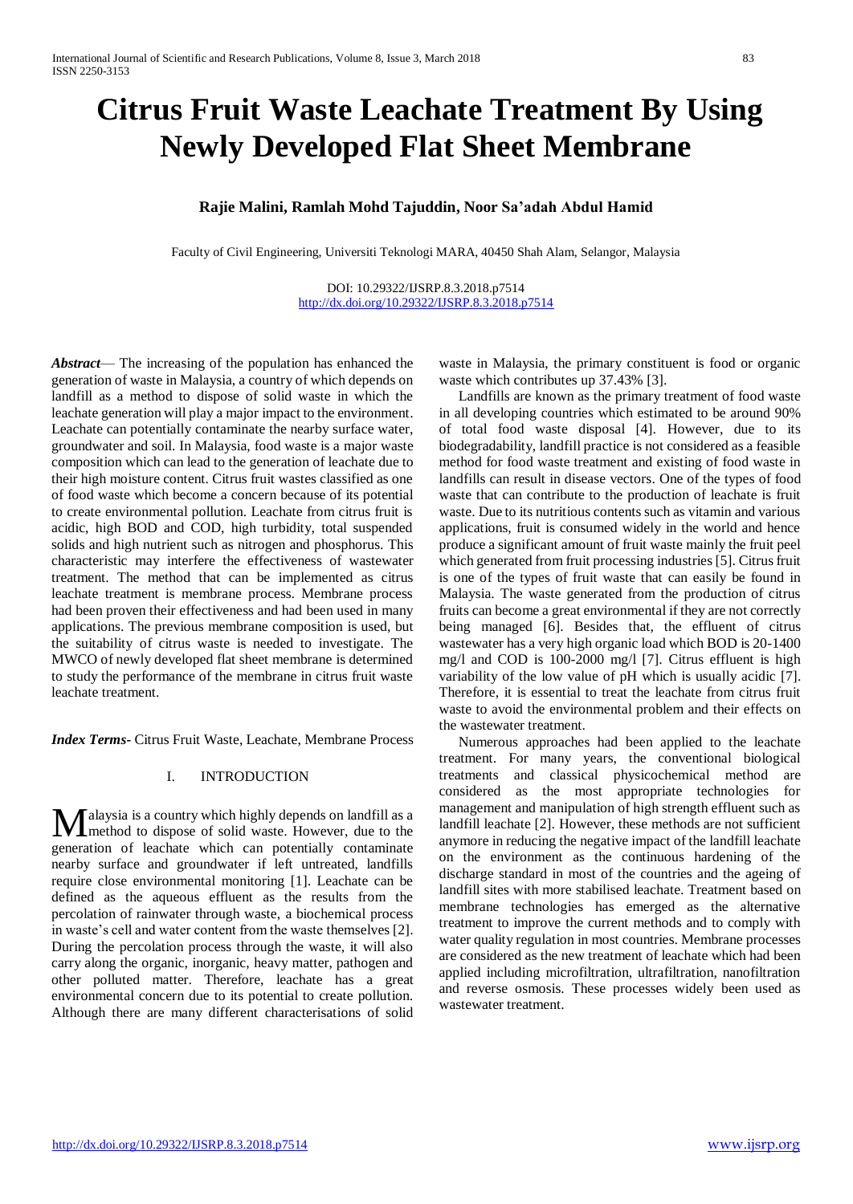# Citrus Fruit Waste Leachate Treatment By Using Newly Developed Flat Sheet Membrane

**Rajie Malini, Ramlah Mohd Tajuddin, Noor Sa'adah Abdul Hamid**

Faculty of Civil Engineering, Universiti Teknologi MARA, 40450 Shah Alam, Selangor, Malaysia

DOI: 10.29322/IJSRP.8.3.2018.p7514
http://dx.doi.org/10.29322/IJSRP.8.3.2018.p7514

***Abstract*— The increasing of the population has enhanced the generation of waste in Malaysia, a country of which depends on landfill as a method to dispose of solid waste in which the leachate generation will play a major impact to the environment. Leachate can potentially contaminate the nearby surface water, groundwater and soil. In Malaysia, food waste is a major waste composition which can lead to the generation of leachate due to their high moisture content. Citrus fruit wastes classified as one of food waste which become a concern because of its potential to create environmental pollution. Leachate from citrus fruit is acidic, high BOD and COD, high turbidity, total suspended solids and high nutrient such as nitrogen and phosphorus. This characteristic may interfere the effectiveness of wastewater treatment. The method that can be implemented as citrus leachate treatment is membrane process. Membrane process had been proven their effectiveness and had been used in many applications. The previous membrane composition is used, but the suitability of citrus waste is needed to investigate. The MWCO of newly developed flat sheet membrane is determined to study the performance of the membrane in citrus fruit waste leachate treatment.**

***Index Terms*- Citrus Fruit Waste, Leachate, Membrane Process**

## I. INTRODUCTION

Malaysia is a country which highly depends on landfill as a method to dispose of solid waste. However, due to the generation of leachate which can potentially contaminate nearby surface and groundwater if left untreated, landfills require close environmental monitoring [1]. Leachate can be defined as the aqueous effluent as the results from the percolation of rainwater through waste, a biochemical process in waste's cell and water content from the waste themselves [2]. During the percolation process through the waste, it will also carry along the organic, inorganic, heavy matter, pathogen and other polluted matter. Therefore, leachate has a great environmental concern due to its potential to create pollution. Although there are many different characterisations of solid waste in Malaysia, the primary constituent is food or organic waste which contributes up 37.43% [3].

Landfills are known as the primary treatment of food waste in all developing countries which estimated to be around 90% of total food waste disposal [4]. However, due to its biodegradability, landfill practice is not considered as a feasible method for food waste treatment and existing of food waste in landfills can result in disease vectors. One of the types of food waste that can contribute to the production of leachate is fruit waste. Due to its nutritious contents such as vitamin and various applications, fruit is consumed widely in the world and hence produce a significant amount of fruit waste mainly the fruit peel which generated from fruit processing industries [5]. Citrus fruit is one of the types of fruit waste that can easily be found in Malaysia. The waste generated from the production of citrus fruits can become a great environmental if they are not correctly being managed [6]. Besides that, the effluent of citrus wastewater has a very high organic load which BOD is 20-1400 mg/l and COD is 100-2000 mg/l [7]. Citrus effluent is high variability of the low value of pH which is usually acidic [7]. Therefore, it is essential to treat the leachate from citrus fruit waste to avoid the environmental problem and their effects on the wastewater treatment.

Numerous approaches had been applied to the leachate treatment. For many years, the conventional biological treatments and classical physicochemical method are considered as the most appropriate technologies for management and manipulation of high strength effluent such as landfill leachate [2]. However, these methods are not sufficient anymore in reducing the negative impact of the landfill leachate on the environment as the continuous hardening of the discharge standard in most of the countries and the ageing of landfill sites with more stabilised leachate. Treatment based on membrane technologies has emerged as the alternative treatment to improve the current methods and to comply with water quality regulation in most countries. Membrane processes are considered as the new treatment of leachate which had been applied including microfiltration, ultrafiltration, nanofiltration and reverse osmosis. These processes widely been used as wastewater treatment.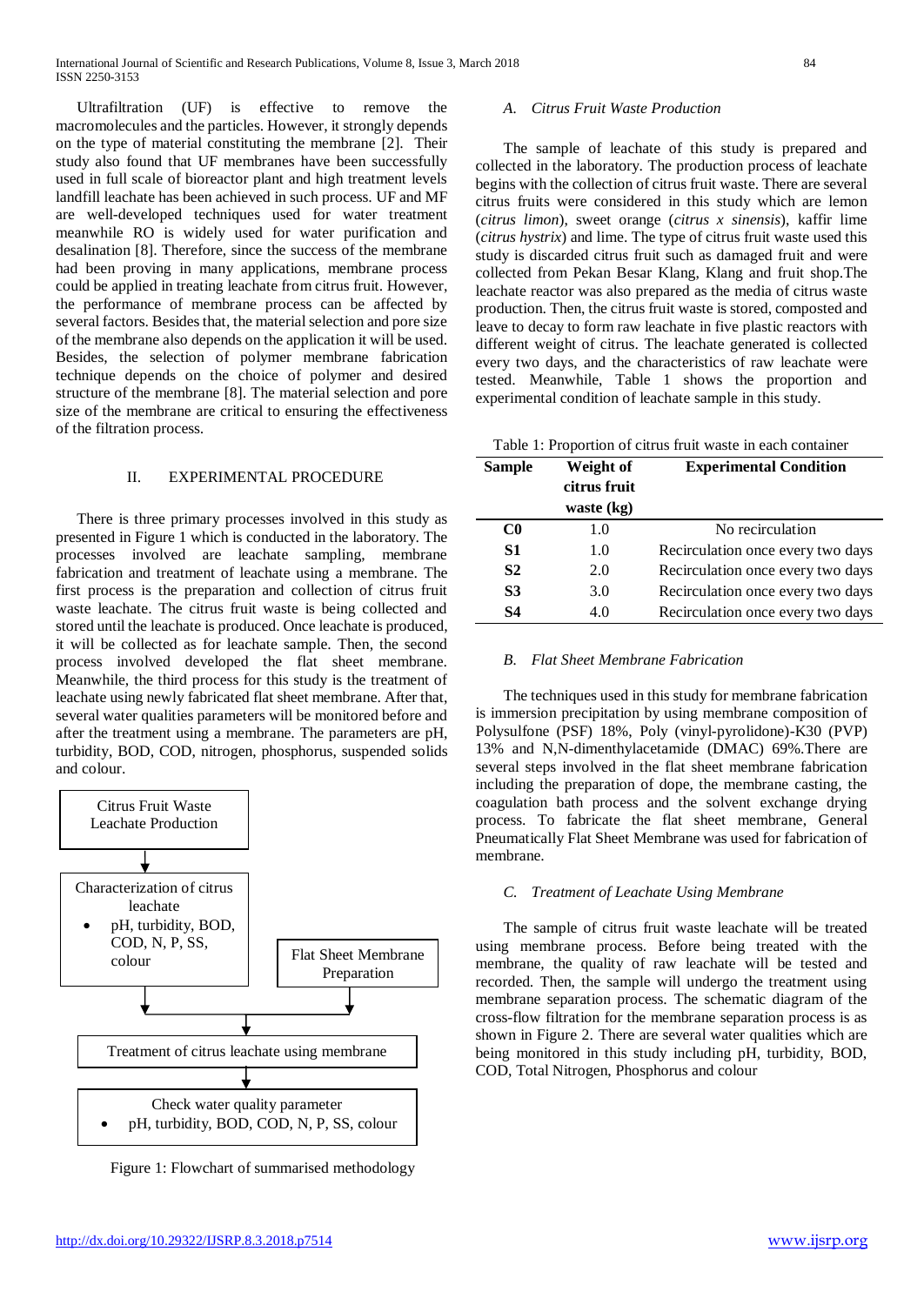Ultrafiltration (UF) is effective to remove the macromolecules and the particles. However, it strongly depends on the type of material constituting the membrane [2]. Their study also found that UF membranes have been successfully used in full scale of bioreactor plant and high treatment levels landfill leachate has been achieved in such process. UF and MF are well-developed techniques used for water treatment meanwhile RO is widely used for water purification and desalination [8]. Therefore, since the success of the membrane had been proving in many applications, membrane process could be applied in treating leachate from citrus fruit. However, the performance of membrane process can be affected by several factors. Besides that, the material selection and pore size of the membrane also depends on the application it will be used. Besides, the selection of polymer membrane fabrication technique depends on the choice of polymer and desired structure of the membrane [8]. The material selection and pore size of the membrane are critical to ensuring the effectiveness of the filtration process.

## II. EXPERIMENTAL PROCEDURE

There is three primary processes involved in this study as presented in Figure 1 which is conducted in the laboratory. The processes involved are leachate sampling, membrane fabrication and treatment of leachate using a membrane. The first process is the preparation and collection of citrus fruit waste leachate. The citrus fruit waste is being collected and stored until the leachate is produced. Once leachate is produced, it will be collected as for leachate sample. Then, the second process involved developed the flat sheet membrane. Meanwhile, the third process for this study is the treatment of leachate using newly fabricated flat sheet membrane. After that, several water qualities parameters will be monitored before and after the treatment using a membrane. The parameters are pH, turbidity, BOD, COD, nitrogen, phosphorus, suspended solids and colour.

Citrus Fruit Waste Leachate Production

Characterization of citrus leachate
- pH, turbidity, BOD, COD, N, P, SS, colour

Flat Sheet Membrane Preparation

Treatment of citrus leachate using membrane

Check water quality parameter
- pH, turbidity, BOD, COD, N, P, SS, colour

Figure 1: Flowchart of summarised methodology

### *A. Citrus Fruit Waste Production*

The sample of leachate of this study is prepared and collected in the laboratory. The production process of leachate begins with the collection of citrus fruit waste. There are several citrus fruits were considered in this study which are lemon (*citrus limon*), sweet orange (*citrus x sinensis*), kaffir lime (*citrus hystrix*) and lime. The type of citrus fruit waste used this study is discarded citrus fruit such as damaged fruit and were collected from Pekan Besar Klang, Klang and fruit shop.The leachate reactor was also prepared as the media of citrus waste production. Then, the citrus fruit waste is stored, composted and leave to decay to form raw leachate in five plastic reactors with different weight of citrus. The leachate generated is collected every two days, and the characteristics of raw leachate were tested. Meanwhile, Table 1 shows the proportion and experimental condition of leachate sample in this study.

Table 1: Proportion of citrus fruit waste in each container

| **Sample** | **Weight of citrus fruit waste (kg)** | **Experimental Condition** |
|---|---|---|
| **C0** | 1.0 | No recirculation |
| **S1** | 1.0 | Recirculation once every two days |
| **S2** | 2.0 | Recirculation once every two days |
| **S3** | 3.0 | Recirculation once every two days |
| **S4** | 4.0 | Recirculation once every two days |

### *B. Flat Sheet Membrane Fabrication*

The techniques used in this study for membrane fabrication is immersion precipitation by using membrane composition of Polysulfone (PSF) 18%, Poly (vinyl-pyrolidone)-K30 (PVP) 13% and N,N-dimenthylacetamide (DMAC) 69%.There are several steps involved in the flat sheet membrane fabrication including the preparation of dope, the membrane casting, the coagulation bath process and the solvent exchange drying process. To fabricate the flat sheet membrane, General Pneumatically Flat Sheet Membrane was used for fabrication of membrane.

### *C. Treatment of Leachate Using Membrane*

The sample of citrus fruit waste leachate will be treated using membrane process. Before being treated with the membrane, the quality of raw leachate will be tested and recorded. Then, the sample will undergo the treatment using membrane separation process. The schematic diagram of the cross-flow filtration for the membrane separation process is as shown in Figure 2. There are several water qualities which are being monitored in this study including pH, turbidity, BOD, COD, Total Nitrogen, Phosphorus and colour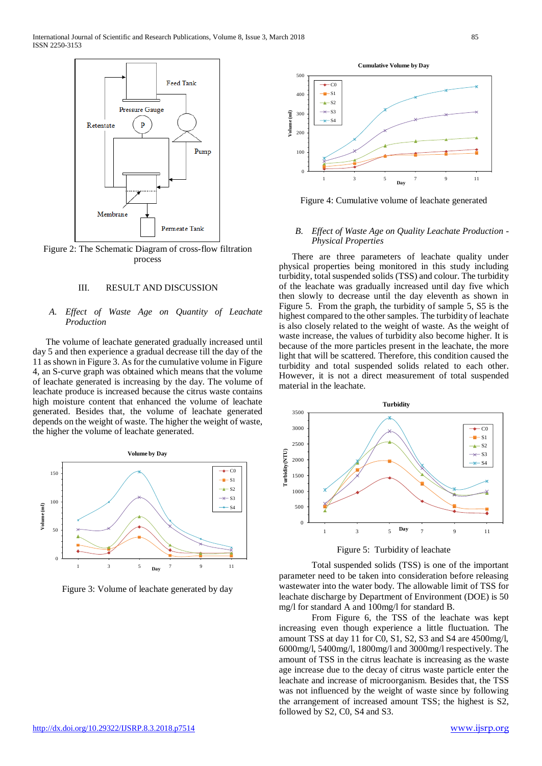Figure 2: The Schematic Diagram of cross-flow filtration process

## III. RESULT AND DISCUSSION

### *A. Effect of Waste Age on Quantity of Leachate Production*

The volume of leachate generated gradually increased until day 5 and then experience a gradual decrease till the day of the 11 as shown in Figure 3. As for the cumulative volume in Figure 4, an S-curve graph was obtained which means that the volume of leachate generated is increasing by the day. The volume of leachate produce is increased because the citrus waste contains high moisture content that enhanced the volume of leachate generated. Besides that, the volume of leachate generated depends on the weight of waste. The higher the weight of waste, the higher the volume of leachate generated.

Figure 3: Volume of leachate generated by day

Figure 4: Cumulative volume of leachate generated

### *B. Effect of Waste Age on Quality Leachate Production - Physical Properties*

There are three parameters of leachate quality under physical properties being monitored in this study including turbidity, total suspended solids (TSS) and colour. The turbidity of the leachate was gradually increased until day five which then slowly to decrease until the day eleventh as shown in Figure 5. From the graph, the turbidity of sample 5, S5 is the highest compared to the other samples. The turbidity of leachate is also closely related to the weight of waste. As the weight of waste increase, the values of turbidity also become higher. It is because of the more particles present in the leachate, the more light that will be scattered. Therefore, this condition caused the turbidity and total suspended solids related to each other. However, it is not a direct measurement of total suspended material in the leachate.

Figure 5: Turbidity of leachate

Total suspended solids (TSS) is one of the important parameter need to be taken into consideration before releasing wastewater into the water body. The allowable limit of TSS for leachate discharge by Department of Environment (DOE) is 50 mg/l for standard A and 100mg/l for standard B.

From Figure 6, the TSS of the leachate was kept increasing even though experience a little fluctuation. The amount TSS at day 11 for C0, S1, S2, S3 and S4 are 4500mg/l, 6000mg/l, 5400mg/l, 1800mg/l and 3000mg/l respectively. The amount of TSS in the citrus leachate is increasing as the waste age increase due to the decay of citrus waste particle enter the leachate and increase of microorganism. Besides that, the TSS was not influenced by the weight of waste since by following the arrangement of increased amount TSS; the highest is S2, followed by S2, C0, S4 and S3.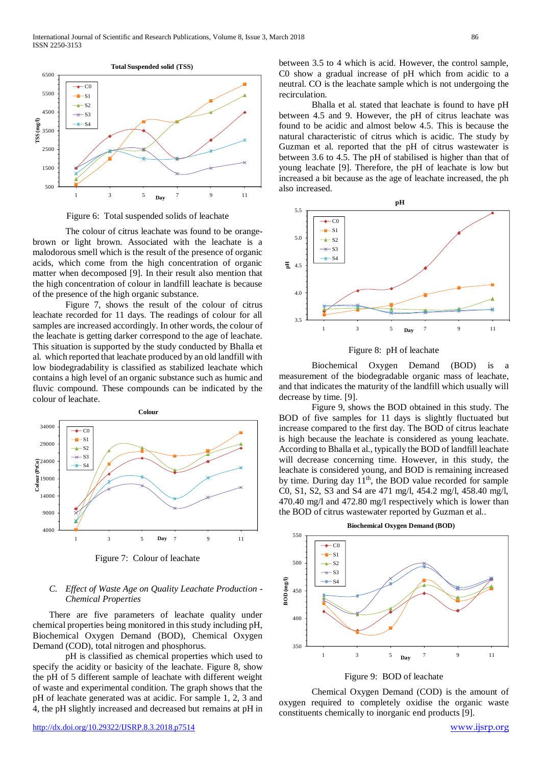Figure 6: Total suspended solids of leachate

The colour of citrus leachate was found to be orange-brown or light brown. Associated with the leachate is a malodorous smell which is the result of the presence of organic acids, which come from the high concentration of organic matter when decomposed [9]. In their result also mention that the high concentration of colour in landfill leachate is because of the presence of the high organic substance.

Figure 7, shows the result of the colour of citrus leachate recorded for 11 days. The readings of colour for all samples are increased accordingly. In other words, the colour of the leachate is getting darker correspond to the age of leachate. This situation is supported by the study conducted by Bhalla et al. which reported that leachate produced by an old landfill with low biodegradability is classified as stabilized leachate which contains a high level of an organic substance such as humic and fluvic compound. These compounds can be indicated by the colour of leachate.

Figure 7: Colour of leachate

### C. *Effect of Waste Age on Quality Leachate Production - Chemical Properties*

There are five parameters of leachate quality under chemical properties being monitored in this study including pH, Biochemical Oxygen Demand (BOD), Chemical Oxygen Demand (COD), total nitrogen and phosphorus.

pH is classified as chemical properties which used to specify the acidity or basicity of the leachate. Figure 8, show the pH of 5 different sample of leachate with different weight of waste and experimental condition. The graph shows that the pH of leachate generated was at acidic. For sample 1, 2, 3 and 4, the pH slightly increased and decreased but remains at pH in between 3.5 to 4 which is acid. However, the control sample, C0 show a gradual increase of pH which from acidic to a neutral. CO is the leachate sample which is not undergoing the recirculation.

Bhalla et al. stated that leachate is found to have pH between 4.5 and 9. However, the pH of citrus leachate was found to be acidic and almost below 4.5. This is because the natural characteristic of citrus which is acidic. The study by Guzman et al. reported that the pH of citrus wastewater is between 3.6 to 4.5. The pH of stabilised is higher than that of young leachate [9]. Therefore, the pH of leachate is low but increased a bit because as the age of leachate increased, the ph also increased.

Figure 8: pH of leachate

Biochemical Oxygen Demand (BOD) is a measurement of the biodegradable organic mass of leachate, and that indicates the maturity of the landfill which usually will decrease by time. [9].

Figure 9, shows the BOD obtained in this study. The BOD of five samples for 11 days is slightly fluctuated but increase compared to the first day. The BOD of citrus leachate is high because the leachate is considered as young leachate. According to Bhalla et al., typically the BOD of landfill leachate will decrease concerning time. However, in this study, the leachate is considered young, and BOD is remaining increased by time. During day 11[th], the BOD value recorded for sample C0, S1, S2, S3 and S4 are 471 mg/l, 454.2 mg/l, 458.40 mg/l, 470.40 mg/l and 472.80 mg/l respectively which is lower than the BOD of citrus wastewater reported by Guzman et al..

Figure 9: BOD of leachate

Chemical Oxygen Demand (COD) is the amount of oxygen required to completely oxidise the organic waste constituents chemically to inorganic end products [9].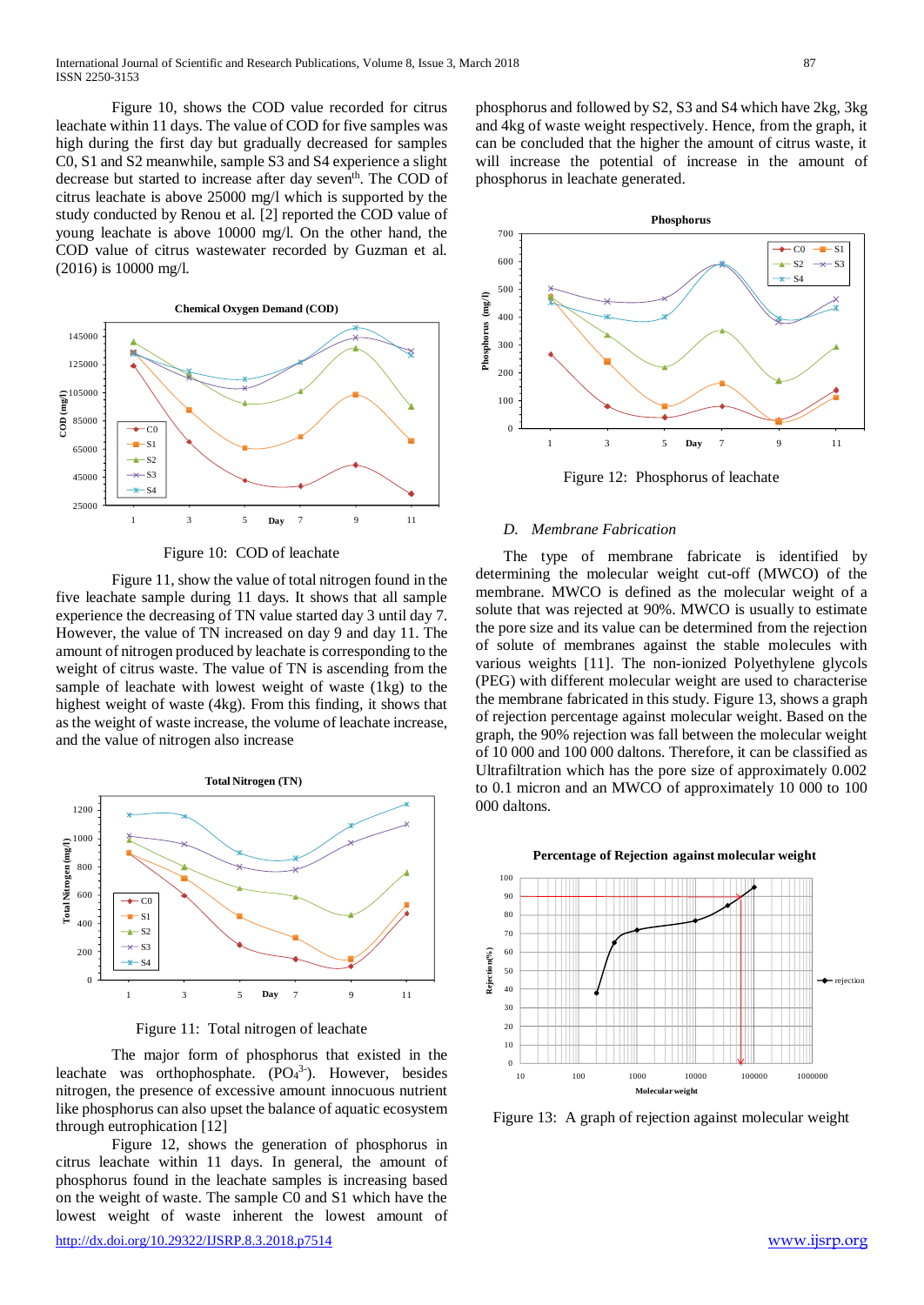Figure 10, shows the COD value recorded for citrus leachate within 11 days. The value of COD for five samples was high during the first day but gradually decreased for samples C0, S1 and S2 meanwhile, sample S3 and S4 experience a slight decrease but started to increase after day seventh. The COD of citrus leachate is above 25000 mg/l which is supported by the study conducted by Renou et al. [2] reported the COD value of young leachate is above 10000 mg/l. On the other hand, the COD value of citrus wastewater recorded by Guzman et al. (2016) is 10000 mg/l.

Figure 10: COD of leachate

Figure 11, show the value of total nitrogen found in the five leachate sample during 11 days. It shows that all sample experience the decreasing of TN value started day 3 until day 7. However, the value of TN increased on day 9 and day 11. The amount of nitrogen produced by leachate is corresponding to the weight of citrus waste. The value of TN is ascending from the sample of leachate with lowest weight of waste (1kg) to the highest weight of waste (4kg). From this finding, it shows that as the weight of waste increase, the volume of leachate increase, and the value of nitrogen also increase

Figure 11: Total nitrogen of leachate

The major form of phosphorus that existed in the leachate was orthophosphate. ($PO_4^{3-}$). However, besides nitrogen, the presence of excessive amount innocuous nutrient like phosphorus can also upset the balance of aquatic ecosystem through eutrophication [12]

Figure 12, shows the generation of phosphorus in citrus leachate within 11 days. In general, the amount of phosphorus found in the leachate samples is increasing based on the weight of waste. The sample C0 and S1 which have the lowest weight of waste inherent the lowest amount of phosphorus and followed by S2, S3 and S4 which have 2kg, 3kg and 4kg of waste weight respectively. Hence, from the graph, it can be concluded that the higher the amount of citrus waste, it will increase the potential of increase in the amount of phosphorus in leachate generated.

Figure 12: Phosphorus of leachate

### D. *Membrane Fabrication*

The type of membrane fabricate is identified by determining the molecular weight cut-off (MWCO) of the membrane. MWCO is defined as the molecular weight of a solute that was rejected at 90%. MWCO is usually to estimate the pore size and its value can be determined from the rejection of solute of membranes against the stable molecules with various weights [11]. The non-ionized Polyethylene glycols (PEG) with different molecular weight are used to characterise the membrane fabricated in this study. Figure 13, shows a graph of rejection percentage against molecular weight. Based on the graph, the 90% rejection was fall between the molecular weight of 10 000 and 100 000 daltons. Therefore, it can be classified as Ultrafiltration which has the pore size of approximately 0.002 to 0.1 micron and an MWCO of approximately 10 000 to 100 000 daltons.

Figure 13: A graph of rejection against molecular weight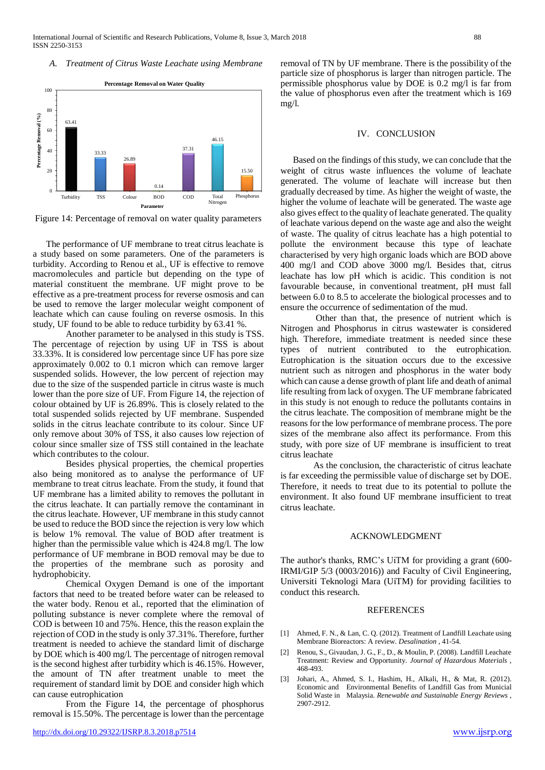### A. *Treatment of Citrus Waste Leachate using Membrane*

Figure 14: Percentage of removal on water quality parameters

The performance of UF membrane to treat citrus leachate is a study based on some parameters. One of the parameters is turbidity. According to Renou et al., UF is effective to remove macromolecules and particle but depending on the type of material constituent the membrane. UF might prove to be effective as a pre-treatment process for reverse osmosis and can be used to remove the larger molecular weight component of leachate which can cause fouling on reverse osmosis. In this study, UF found to be able to reduce turbidity by 63.41 %.

Another parameter to be analysed in this study is TSS. The percentage of rejection by using UF in TSS is about 33.33%. It is considered low percentage since UF has pore size approximately 0.002 to 0.1 micron which can remove larger suspended solids. However, the low percent of rejection may due to the size of the suspended particle in citrus waste is much lower than the pore size of UF. From Figure 14, the rejection of colour obtained by UF is 26.89%. This is closely related to the total suspended solids rejected by UF membrane. Suspended solids in the citrus leachate contribute to its colour. Since UF only remove about 30% of TSS, it also causes low rejection of colour since smaller size of TSS still contained in the leachate which contributes to the colour.

Besides physical properties, the chemical properties also being monitored as to analyse the performance of UF membrane to treat citrus leachate. From the study, it found that UF membrane has a limited ability to removes the pollutant in the citrus leachate. It can partially remove the contaminant in the citrus leachate. However, UF membrane in this study cannot be used to reduce the BOD since the rejection is very low which is below 1% removal. The value of BOD after treatment is higher than the permissible value which is 424.8 mg/l. The low performance of UF membrane in BOD removal may be due to the properties of the membrane such as porosity and hydrophobicity.

Chemical Oxygen Demand is one of the important factors that need to be treated before water can be released to the water body. Renou et al., reported that the elimination of polluting substance is never complete where the removal of COD is between 10 and 75%. Hence, this the reason explain the rejection of COD in the study is only 37.31%. Therefore, further treatment is needed to achieve the standard limit of discharge by DOE which is 400 mg/l. The percentage of nitrogen removal is the second highest after turbidity which is 46.15%. However, the amount of TN after treatment unable to meet the requirement of standard limit by DOE and consider high which can cause eutrophication

From the Figure 14, the percentage of phosphorus removal is 15.50%. The percentage is lower than the percentage removal of TN by UF membrane. There is the possibility of the particle size of phosphorus is larger than nitrogen particle. The permissible phosphorus value by DOE is 0.2 mg/l is far from the value of phosphorus even after the treatment which is 169 mg/l.

## IV. CONCLUSION

Based on the findings of this study, we can conclude that the weight of citrus waste influences the volume of leachate generated. The volume of leachate will increase but then gradually decreased by time. As higher the weight of waste, the higher the volume of leachate will be generated. The waste age also gives effect to the quality of leachate generated. The quality of leachate various depend on the waste age and also the weight of waste. The quality of citrus leachate has a high potential to pollute the environment because this type of leachate characterised by very high organic loads which are BOD above 400 mg/l and COD above 3000 mg/l. Besides that, citrus leachate has low pH which is acidic. This condition is not favourable because, in conventional treatment, pH must fall between 6.0 to 8.5 to accelerate the biological processes and to ensure the occurrence of sedimentation of the mud.

Other than that, the presence of nutrient which is Nitrogen and Phosphorus in citrus wastewater is considered high. Therefore, immediate treatment is needed since these types of nutrient contributed to the eutrophication. Eutrophication is the situation occurs due to the excessive nutrient such as nitrogen and phosphorus in the water body which can cause a dense growth of plant life and death of animal life resulting from lack of oxygen. The UF membrane fabricated in this study is not enough to reduce the pollutants contains in the citrus leachate. The composition of membrane might be the reasons for the low performance of membrane process. The pore sizes of the membrane also affect its performance. From this study, with pore size of UF membrane is insufficient to treat citrus leachate

As the conclusion, the characteristic of citrus leachate is far exceeding the permissible value of discharge set by DOE. Therefore, it needs to treat due to its potential to pollute the environment. It also found UF membrane insufficient to treat citrus leachate.

## ACKNOWLEDGMENT

The author's thanks, RMC's UiTM for providing a grant (600-IRMI/GIP 5/3 (0003/2016)) and Faculty of Civil Engineering, Universiti Teknologi Mara (UiTM) for providing facilities to conduct this research.

## REFERENCES

[1] Ahmed, F. N., & Lan, C. Q. (2012). Treatment of Landfill Leachate using Membrane Bioreactors: A review. *Desalination* , 41-54.

[2] Renou, S., Givaudan, J. G., F., D., & Moulin, P. (2008). Landfill Leachate Treatment: Review and Opportunity. *Journal of Hazardous Materials* , 468-493.

[3] Johari, A., Ahmed, S. I., Hashim, H., Alkali, H., & Mat, R. (2012). Economic and Environmental Benefits of Landfill Gas from Municial Solid Waste in Malaysia. *Renewable and Sustainable Energy Reviews* , 2907-2912.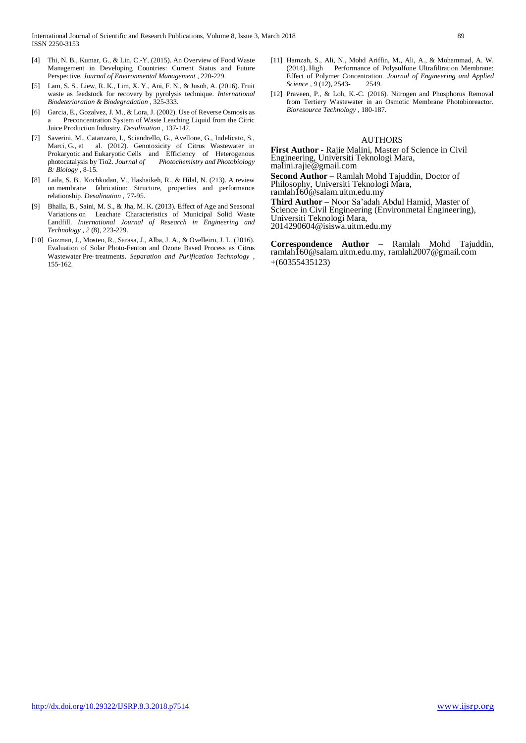[4] Thi, N. B., Kumar, G., & Lin, C.-Y. (2015). An Overview of Food Waste Management in Developing Countries: Current Status and Future Perspective. *Journal of Environmental Management* , 220-229.

[5] Lam, S. S., Liew, R. K., Lim, X. Y., Ani, F. N., & Jusoh, A. (2016). Fruit waste as feedstock for recovery by pyrolysis technique. *International Biodeterioration & Biodegradation* , 325-333.

[6] Garcia, E., Gozalvez, J. M., & Lora, J. (2002). Use of Reverse Osmosis as a Preconcentration System of Waste Leaching Liquid from the Citric Juice Production Industry. *Desalination* , 137-142.

[7] Saverini, M., Catanzaro, I., Sciandrello, G., Avellone, G., Indelicato, S., Marci, G., et al. (2012). Genotoxicity of Citrus Wastewater in Prokaryotic and Eukaryotic Cells and Efficiency of Heterogenous photocatalysis by Tio2. *Journal of Photochemistry and Photobiology B: Biology* , 8-15.

[8] Laila, S. B., Kochkodan, V., Hashaikeh, R., & Hilal, N. (213). A review on membrane fabrication: Structure, properties and performance relationship. *Desalination* , 77-95.

[9] Bhalla, B., Saini, M. S., & Jha, M. K. (2013). Effect of Age and Seasonal Variations on Leachate Characteristics of Municipal Solid Waste Landfill. *International Journal of Research in Engineering and Technology* , *2* (8), 223-229.

[10] Guzman, J., Mosteo, R., Sarasa, J., Alba, J. A., & Ovelleiro, J. L. (2016). Evaluation of Solar Photo-Fenton and Ozone Based Process as Citrus Wastewater Pre-treatments. *Separation and Purification Technology* , 155-162.

[11] Hamzah, S., Ali, N., Mohd Ariffin, M., Ali, A., & Mohammad, A. W. (2014). High Performance of Polysulfone Ultrafiltration Membrane: Effect of Polymer Concentration. *Journal of Engineering and Applied Science* , *9* (12), 2543- 2549.

[12] Praveen, P., & Loh, K.-C. (2016). Nitrogen and Phosphorus Removal from Tertiery Wastewater in an Osmotic Membrane Photobioreactor. *Bioresource Technology* , 180-187.

## AUTHORS

**First Author** - Rajie Malini, Master of Science in Civil Engineering, Universiti Teknologi Mara, malini.rajie@gmail.com

**Second Author** – Ramlah Mohd Tajuddin, Doctor of Philosophy, Universiti Teknologi Mara, ramlah160@salam.uitm.edu.my

**Third Author** – Noor Sa'adah Abdul Hamid, Master of Science in Civil Engineering (Environmetal Engineering), Universiti Teknologi Mara, 2014290604@isiswa.uitm.edu.my

**Correspondence Author** – Ramlah Mohd Tajuddin, ramlah160@salam.uitm.edu.my, ramlah2007@gmail.com +(60355435123)